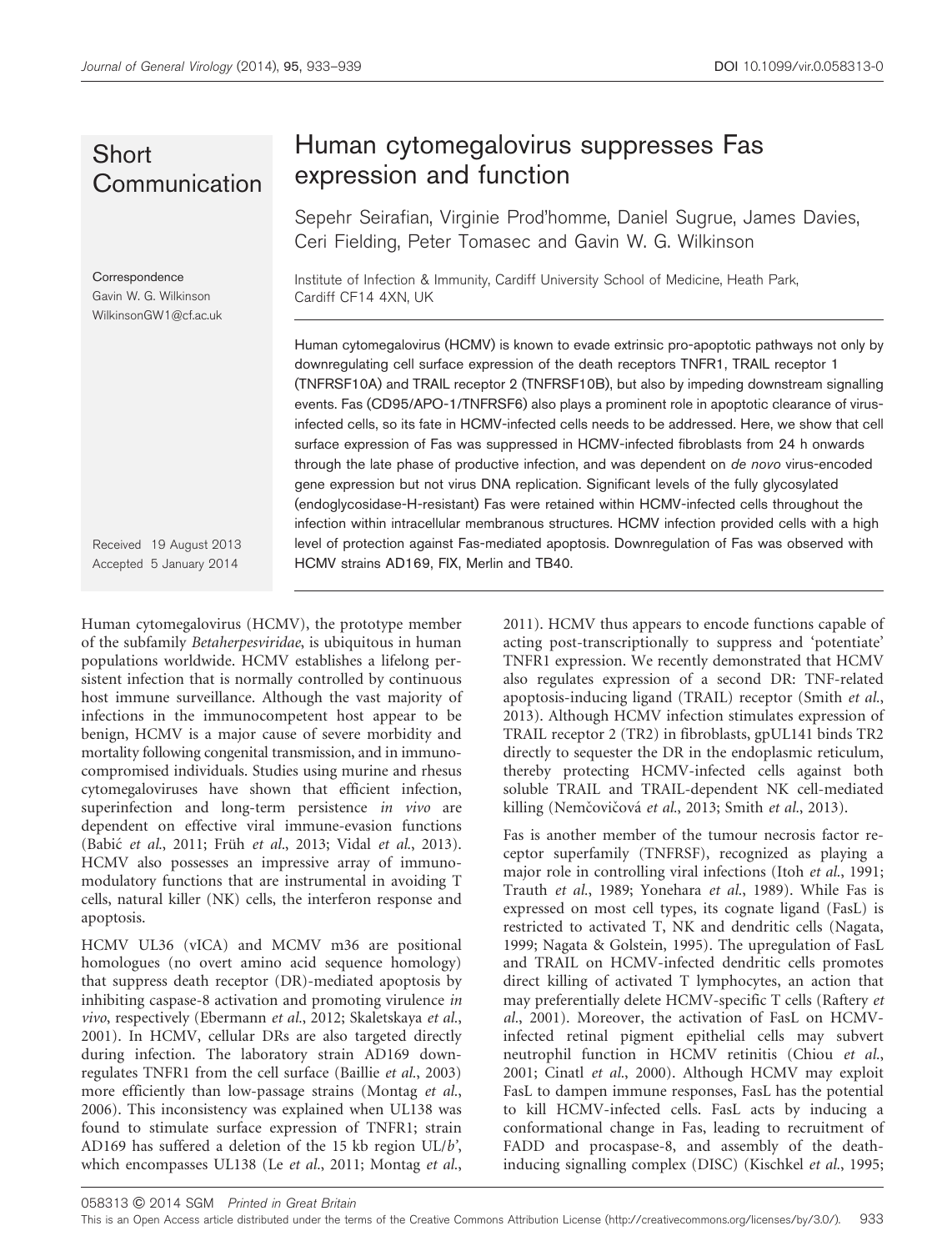Short Communication

# Human cytomegalovirus suppresses Fas expression and function

Sepehr Seirafian, Virginie Prod'homme, Daniel Sugrue, James Davies, Ceri Fielding, Peter Tomasec and Gavin W. G. Wilkinson

Institute of Infection & Immunity, Cardiff University School of Medicine, Heath Park, Cardiff CF14 4XN, UK

Correspondence
Gavin W. G. Wilkinson
WilkinsonGW1@cf.ac.uk

Received 19 August 2013
Accepted 5 January 2014

Human cytomegalovirus (HCMV) is known to evade extrinsic pro-apoptotic pathways not only by downregulating cell surface expression of the death receptors TNFR1, TRAIL receptor 1 (TNFRSF10A) and TRAIL receptor 2 (TNFRSF10B), but also by impeding downstream signalling events. Fas (CD95/APO-1/TNFRSF6) also plays a prominent role in apoptotic clearance of virus-infected cells, so its fate in HCMV-infected cells needs to be addressed. Here, we show that cell surface expression of Fas was suppressed in HCMV-infected fibroblasts from 24 h onwards through the late phase of productive infection, and was dependent on *de novo* virus-encoded gene expression but not virus DNA replication. Significant levels of the fully glycosylated (endoglycosidase-H-resistant) Fas were retained within HCMV-infected cells throughout the infection within intracellular membranous structures. HCMV infection provided cells with a high level of protection against Fas-mediated apoptosis. Downregulation of Fas was observed with HCMV strains AD169, FIX, Merlin and TB40.

Human cytomegalovirus (HCMV), the prototype member of the subfamily *Betaherpesviridae*, is ubiquitous in human populations worldwide. HCMV establishes a lifelong persistent infection that is normally controlled by continuous host immune surveillance. Although the vast majority of infections in the immunocompetent host appear to be benign, HCMV is a major cause of severe morbidity and mortality following congenital transmission, and in immunocompromised individuals. Studies using murine and rhesus cytomegaloviruses have shown that efficient infection, superinfection and long-term persistence *in vivo* are dependent on effective viral immune-evasion functions (Babić *et al.*, 2011; Früh *et al.*, 2013; Vidal *et al.*, 2013). HCMV also possesses an impressive array of immunomodulatory functions that are instrumental in avoiding T cells, natural killer (NK) cells, the interferon response and apoptosis.

HCMV UL36 (vICA) and MCMV m36 are positional homologues (no overt amino acid sequence homology) that suppress death receptor (DR)-mediated apoptosis by inhibiting caspase-8 activation and promoting virulence *in vivo*, respectively (Ebermann *et al.*, 2012; Skaletskaya *et al.*, 2001). In HCMV, cellular DRs are also targeted directly during infection. The laboratory strain AD169 downregulates TNFR1 from the cell surface (Baillie *et al.*, 2003) more efficiently than low-passage strains (Montag *et al.*, 2006). This inconsistency was explained when UL138 was found to stimulate surface expression of TNFR1; strain AD169 has suffered a deletion of the 15 kb region UL/*b'*, which encompasses UL138 (Le *et al.*, 2011; Montag *et al.*, 2011). HCMV thus appears to encode functions capable of acting post-transcriptionally to suppress and 'potentiate' TNFR1 expression. We recently demonstrated that HCMV also regulates expression of a second DR: TNF-related apoptosis-inducing ligand (TRAIL) receptor (Smith *et al.*, 2013). Although HCMV infection stimulates expression of TRAIL receptor 2 (TR2) in fibroblasts, gpUL141 binds TR2 directly to sequester the DR in the endoplasmic reticulum, thereby protecting HCMV-infected cells against both soluble TRAIL and TRAIL-dependent NK cell-mediated killing (Nemčovičová *et al.*, 2013; Smith *et al.*, 2013).

Fas is another member of the tumour necrosis factor receptor superfamily (TNFRSF), recognized as playing a major role in controlling viral infections (Itoh *et al.*, 1991; Trauth *et al.*, 1989; Yonehara *et al.*, 1989). While Fas is expressed on most cell types, its cognate ligand (FasL) is restricted to activated T, NK and dendritic cells (Nagata, 1999; Nagata & Golstein, 1995). The upregulation of FasL and TRAIL on HCMV-infected dendritic cells promotes direct killing of activated T lymphocytes, an action that may preferentially delete HCMV-specific T cells (Raftery *et al.*, 2001). Moreover, the activation of FasL on HCMV-infected retinal pigment epithelial cells may subvert neutrophil function in HCMV retinitis (Chiou *et al.*, 2001; Cinatl *et al.*, 2000). Although HCMV may exploit FasL to dampen immune responses, FasL has the potential to kill HCMV-infected cells. FasL acts by inducing a conformational change in Fas, leading to recruitment of FADD and procaspase-8, and assembly of the death-inducing signalling complex (DISC) (Kischkel *et al.*, 1995;

058313 © 2014 SGM Printed in Great Britain

This is an Open Access article distributed under the terms of the Creative Commons Attribution License (http://creativecommons.org/licenses/by/3.0/).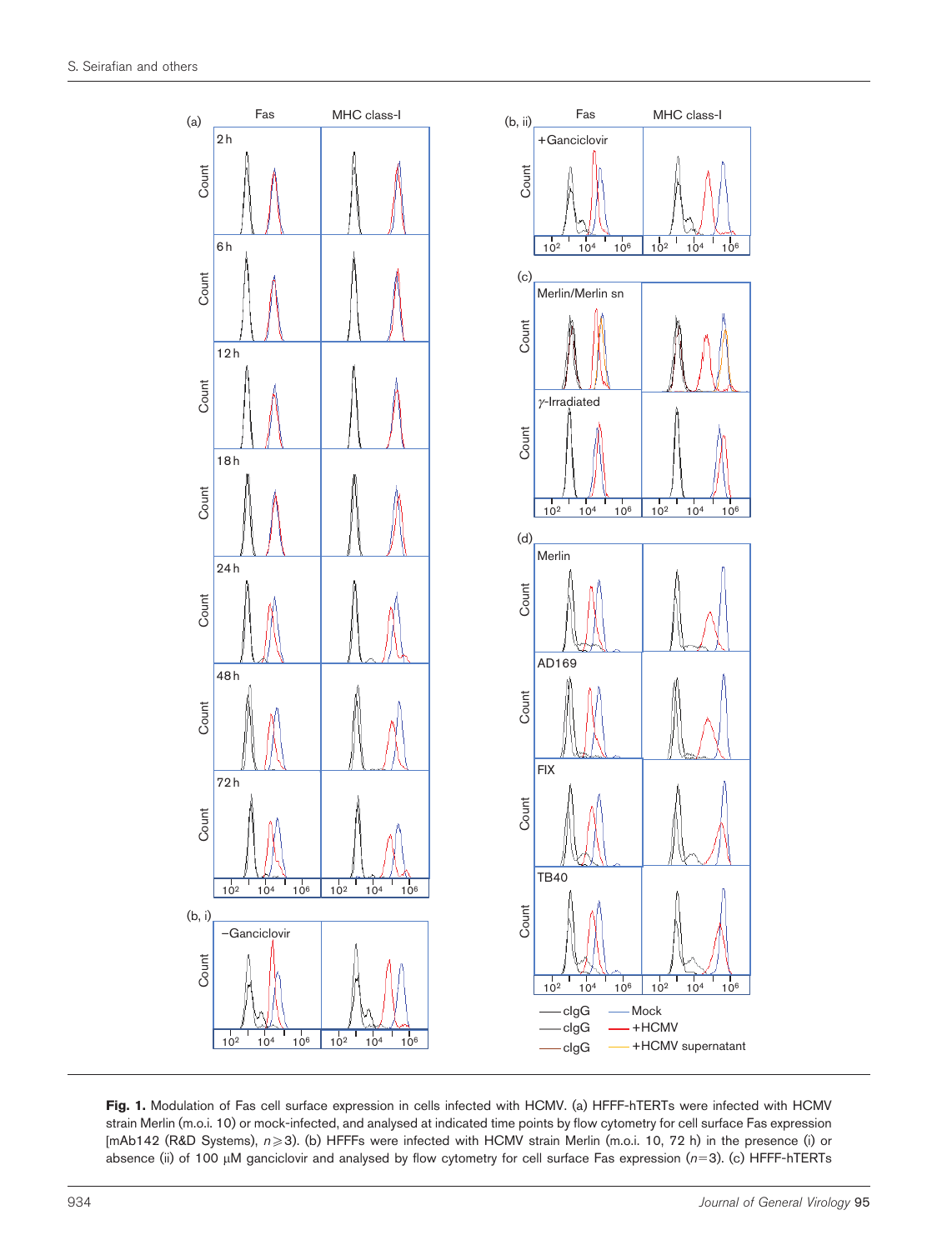**Fig. 1.** Modulation of Fas cell surface expression in cells infected with HCMV. (a) HFFF-hTERTs were infected with HCMV strain Merlin (m.o.i. 10) or mock-infected, and analysed at indicated time points by flow cytometry for cell surface Fas expression [mAb142 (R&D Systems), $n \geqslant 3$). (b) HFFFs were infected with HCMV strain Merlin (m.o.i. 10, 72 h) in the presence (i) or absence (ii) of 100 μM ganciclovir and analysed by flow cytometry for cell surface Fas expression ($n=3$). (c) HFFF-hTERTs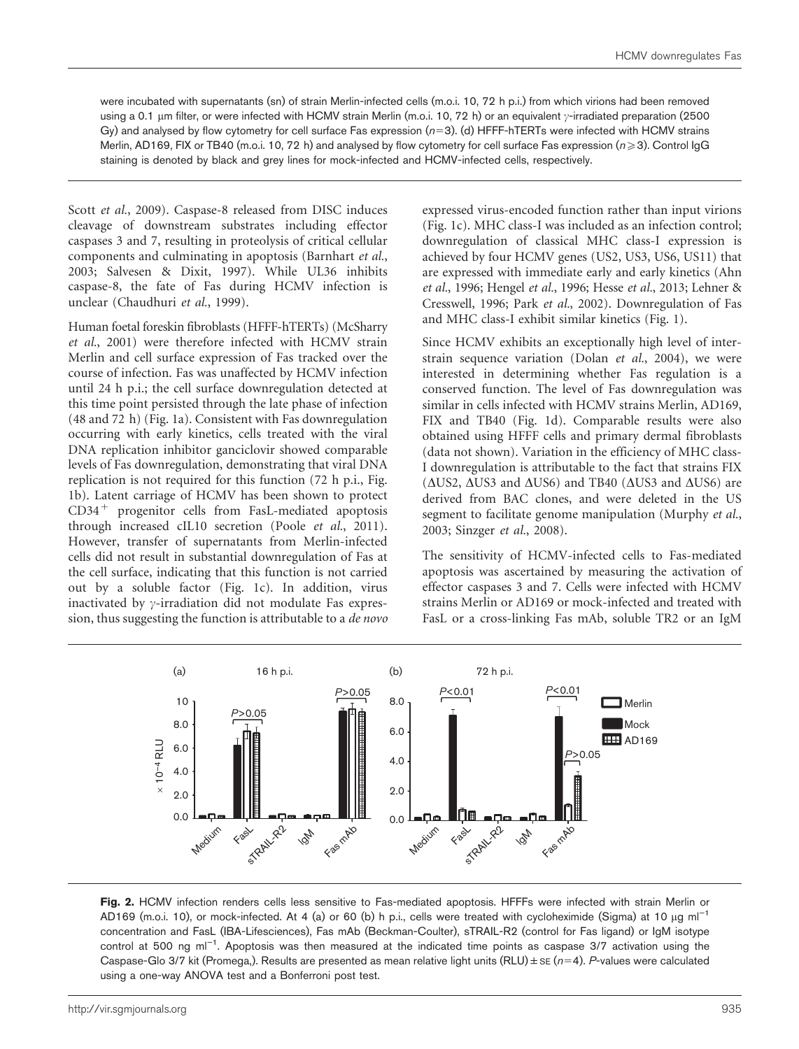were incubated with supernatants (sn) of strain Merlin-infected cells (m.o.i. 10, 72 h p.i.) from which virions had been removed using a 0.1 μm filter, or were infected with HCMV strain Merlin (m.o.i. 10, 72 h) or an equivalent γ-irradiated preparation (2500 Gy) and analysed by flow cytometry for cell surface Fas expression ($n=3$). (d) HFFF-hTERTs were infected with HCMV strains Merlin, AD169, FIX or TB40 (m.o.i. 10, 72 h) and analysed by flow cytometry for cell surface Fas expression ($n \geqslant 3$). Control IgG staining is denoted by black and grey lines for mock-infected and HCMV-infected cells, respectively.

Scott *et al.*, 2009). Caspase-8 released from DISC induces cleavage of downstream substrates including effector caspases 3 and 7, resulting in proteolysis of critical cellular components and culminating in apoptosis (Barnhart *et al.*, 2003; Salvesen & Dixit, 1997). While UL36 inhibits caspase-8, the fate of Fas during HCMV infection is unclear (Chaudhuri *et al.*, 1999).

Human foetal foreskin fibroblasts (HFFF-hTERTs) (McSharry *et al.*, 2001) were therefore infected with HCMV strain Merlin and cell surface expression of Fas tracked over the course of infection. Fas was unaffected by HCMV infection until 24 h p.i.; the cell surface downregulation detected at this time point persisted through the late phase of infection (48 and 72 h) (Fig. 1a). Consistent with Fas downregulation occurring with early kinetics, cells treated with the viral DNA replication inhibitor ganciclovir showed comparable levels of Fas downregulation, demonstrating that viral DNA replication is not required for this function (72 h p.i., Fig. 1b). Latent carriage of HCMV has been shown to protect $CD34^+$ progenitor cells from FasL-mediated apoptosis through increased cIL10 secretion (Poole *et al.*, 2011). However, transfer of supernatants from Merlin-infected cells did not result in substantial downregulation of Fas at the cell surface, indicating that this function is not carried out by a soluble factor (Fig. 1c). In addition, virus inactivated by γ-irradiation did not modulate Fas expression, thus suggesting the function is attributable to a *de novo* expressed virus-encoded function rather than input virions (Fig. 1c). MHC class-I was included as an infection control; downregulation of classical MHC class-I expression is achieved by four HCMV genes (US2, US3, US6, US11) that are expressed with immediate early and early kinetics (Ahn *et al.*, 1996; Hengel *et al.*, 1996; Hesse *et al.*, 2013; Lehner & Cresswell, 1996; Park *et al.*, 2002). Downregulation of Fas and MHC class-I exhibit similar kinetics (Fig. 1).

Since HCMV exhibits an exceptionally high level of inter-strain sequence variation (Dolan *et al.*, 2004), we were interested in determining whether Fas regulation is a conserved function. The level of Fas downregulation was similar in cells infected with HCMV strains Merlin, AD169, FIX and TB40 (Fig. 1d). Comparable results were also obtained using HFFF cells and primary dermal fibroblasts (data not shown). Variation in the efficiency of MHC class-I downregulation is attributable to the fact that strains FIX (ΔUS2, ΔUS3 and ΔUS6) and TB40 (ΔUS3 and ΔUS6) are derived from BAC clones, and were deleted in the US segment to facilitate genome manipulation (Murphy *et al.*, 2003; Sinzger *et al.*, 2008).

The sensitivity of HCMV-infected cells to Fas-mediated apoptosis was ascertained by measuring the activation of effector caspases 3 and 7. Cells were infected with HCMV strains Merlin or AD169 or mock-infected and treated with FasL or a cross-linking Fas mAb, soluble TR2 or an IgM

**Fig. 2.** HCMV infection renders cells less sensitive to Fas-mediated apoptosis. HFFFs were infected with strain Merlin or AD169 (m.o.i. 10), or mock-infected. At 4 (a) or 60 (b) h p.i., cells were treated with cycloheximide (Sigma) at 10 μg $ml^{-1}$ concentration and FasL (IBA-Lifesciences), Fas mAb (Beckman-Coulter), sTRAIL-R2 (control for Fas ligand) or IgM isotype control at 500 ng $ml^{-1}$. Apoptosis was then measured at the indicated time points as caspase 3/7 activation using the Caspase-Glo 3/7 kit (Promega,). Results are presented as mean relative light units (RLU) ± SE ($n=4$). *P*-values were calculated using a one-way ANOVA test and a Bonferroni post test.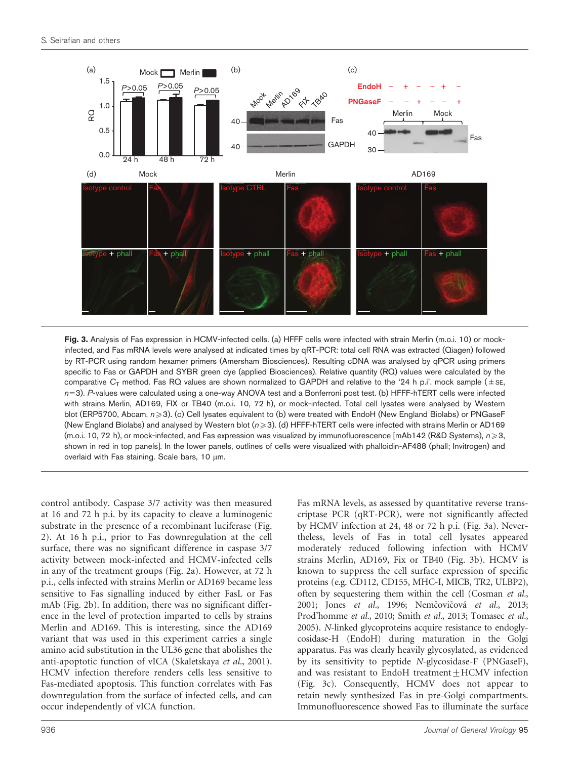**Fig. 3.** Analysis of Fas expression in HCMV-infected cells. (a) HFFF cells were infected with strain Merlin (m.o.i. 10) or mock-infected, and Fas mRNA levels were analysed at indicated times by qRT-PCR: total cell RNA was extracted (Qiagen) followed by RT-PCR using random hexamer primers (Amersham Biosciences). Resulting cDNA was analysed by qPCR using primers specific to Fas or GAPDH and SYBR green dye (applied Biosciences). Relative quantity (RQ) values were calculated by the comparative $C_T$ method. Fas RQ values are shown normalized to GAPDH and relative to the '24 h p.i'. mock sample (±SE, $n=3$). *P*-values were calculated using a one-way ANOVA test and a Bonferroni post test. (b) HFFF-hTERT cells were infected with strains Merlin, AD169, FIX or TB40 (m.o.i. 10, 72 h), or mock-infected. Total cell lysates were analysed by Western blot (ERP5700, Abcam, $n \geqslant 3$). (c) Cell lysates equivalent to (b) were treated with EndoH (New England Biolabs) or PNGaseF (New England Biolabs) and analysed by Western blot ($n \geqslant 3$). (d) HFFF-hTERT cells were infected with strains Merlin or AD169 (m.o.i. 10, 72 h), or mock-infected, and Fas expression was visualized by immunofluorescence [mAb142 (R&D Systems), $n \geqslant 3$, shown in red in top panels]. In the lower panels, outlines of cells were visualized with phalloidin-AF488 (phall; Invitrogen) and overlaid with Fas staining. Scale bars, 10 μm.

control antibody. Caspase 3/7 activity was then measured at 16 and 72 h p.i. by its capacity to cleave a luminogenic substrate in the presence of a recombinant luciferase (Fig. 2). At 16 h p.i., prior to Fas downregulation at the cell surface, there was no significant difference in caspase 3/7 activity between mock-infected and HCMV-infected cells in any of the treatment groups (Fig. 2a). However, at 72 h p.i., cells infected with strains Merlin or AD169 became less sensitive to Fas signalling induced by either FasL or Fas mAb (Fig. 2b). In addition, there was no significant difference in the level of protection imparted to cells by strains Merlin and AD169. This is interesting, since the AD169 variant that was used in this experiment carries a single amino acid substitution in the UL36 gene that abolishes the anti-apoptotic function of vICA (Skaletskaya *et al.*, 2001). HCMV infection therefore renders cells less sensitive to Fas-mediated apoptosis. This function correlates with Fas downregulation from the surface of infected cells, and can occur independently of vICA function.

Fas mRNA levels, as assessed by quantitative reverse transcriptase PCR (qRT-PCR), were not significantly affected by HCMV infection at 24, 48 or 72 h p.i. (Fig. 3a). Nevertheless, levels of Fas in total cell lysates appeared moderately reduced following infection with HCMV strains Merlin, AD169, Fix or TB40 (Fig. 3b). HCMV is known to suppress the cell surface expression of specific proteins (e.g. CD112, CD155, MHC-I, MICB, TR2, ULBP2), often by sequestering them within the cell (Cosman *et al.*, 2001; Jones *et al.*, 1996; Nemčovičová *et al.*, 2013; Prod'homme *et al.*, 2010; Smith *et al.*, 2013; Tomasec *et al.*, 2005). *N*-linked glycoproteins acquire resistance to endoglycosidase-H (EndoH) during maturation in the Golgi apparatus. Fas was clearly heavily glycosylated, as evidenced by its sensitivity to peptide *N*-glycosidase-F (PNGaseF), and was resistant to EndoH treatment±HCMV infection (Fig. 3c). Consequently, HCMV does not appear to retain newly synthesized Fas in pre-Golgi compartments. Immunofluorescence showed Fas to illuminate the surface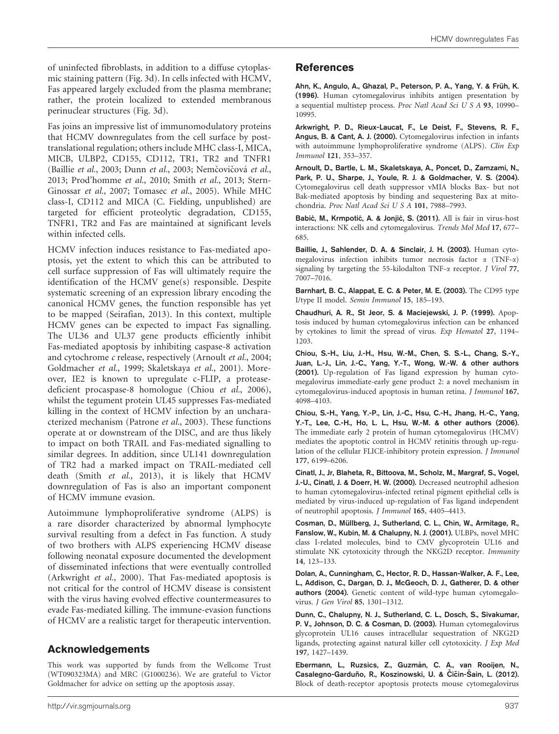of uninfected fibroblasts, in addition to a diffuse cytoplasmic staining pattern (Fig. 3d). In cells infected with HCMV, Fas appeared largely excluded from the plasma membrane; rather, the protein localized to extended membranous perinuclear structures (Fig. 3d).

Fas joins an impressive list of immunomodulatory proteins that HCMV downregulates from the cell surface by post-translational regulation; others include MHC class-I, MICA, MICB, ULBP2, CD155, CD112, TR1, TR2 and TNFR1 (Baillie *et al.*, 2003; Dunn *et al.*, 2003; Nemčovičová *et al.*, 2013; Prod'homme *et al.*, 2010; Smith *et al.*, 2013; Stern-Ginossar *et al.*, 2007; Tomasec *et al.*, 2005). While MHC class-I, CD112 and MICA (C. Fielding, unpublished) are targeted for efficient proteolytic degradation, CD155, TNFR1, TR2 and Fas are maintained at significant levels within infected cells.

HCMV infection induces resistance to Fas-mediated apoptosis, yet the extent to which this can be attributed to cell surface suppression of Fas will ultimately require the identification of the HCMV gene(s) responsible. Despite systematic screening of an expression library encoding the canonical HCMV genes, the function responsible has yet to be mapped (Seirafian, 2013). In this context, multiple HCMV genes can be expected to impact Fas signalling. The UL36 and UL37 gene products efficiently inhibit Fas-mediated apoptosis by inhibiting caspase-8 activation and cytochrome *c* release, respectively (Arnoult *et al.*, 2004; Goldmacher *et al.*, 1999; Skaletskaya *et al.*, 2001). Moreover, IE2 is known to upregulate c-FLIP, a protease-deficient procaspase-8 homologue (Chiou *et al.*, 2006), whilst the tegument protein UL45 suppresses Fas-mediated killing in the context of HCMV infection by an uncharacterized mechanism (Patrone *et al.*, 2003). These functions operate at or downstream of the DISC, and are thus likely to impact on both TRAIL and Fas-mediated signalling to similar degrees. In addition, since UL141 downregulation of TR2 had a marked impact on TRAIL-mediated cell death (Smith *et al.*, 2013), it is likely that HCMV downregulation of Fas is also an important component of HCMV immune evasion.

Autoimmune lymphoproliferative syndrome (ALPS) is a rare disorder characterized by abnormal lymphocyte survival resulting from a defect in Fas function. A study of two brothers with ALPS experiencing HCMV disease following neonatal exposure documented the development of disseminated infections that were eventually controlled (Arkwright *et al.*, 2000). That Fas-mediated apoptosis is not critical for the control of HCMV disease is consistent with the virus having evolved effective countermeasures to evade Fas-mediated killing. The immune-evasion functions of HCMV are a realistic target for therapeutic intervention.

## Acknowledgements

This work was supported by funds from the Wellcome Trust (WT090323MA) and MRC (G1000236). We are grateful to Victor Goldmacher for advice on setting up the apoptosis assay.

## References

**Ahn, K., Angulo, A., Ghazal, P., Peterson, P. A., Yang, Y. & Früh, K. (1996).** Human cytomegalovirus inhibits antigen presentation by a sequential multistep process. *Proc Natl Acad Sci U S A* **93**, 10990–10995.

**Arkwright, P. D., Rieux-Laucat, F., Le Deist, F., Stevens, R. F., Angus, B. & Cant, A. J. (2000).** Cytomegalovirus infection in infants with autoimmune lymphoproliferative syndrome (ALPS). *Clin Exp Immunol* **121**, 353–357.

**Arnoult, D., Bartle, L. M., Skaletskaya, A., Poncet, D., Zamzami, N., Park, P. U., Sharpe, J., Youle, R. J. & Goldmacher, V. S. (2004).** Cytomegalovirus cell death suppressor vMIA blocks Bax- but not Bak-mediated apoptosis by binding and sequestering Bax at mitochondria. *Proc Natl Acad Sci U S A* **101**, 7988–7993.

**Babić, M., Krmpotić, A. & Jonjić, S. (2011).** All is fair in virus-host interactions: NK cells and cytomegalovirus. *Trends Mol Med* **17**, 677–685.

**Baillie, J., Sahlender, D. A. & Sinclair, J. H. (2003).** Human cytomegalovirus infection inhibits tumor necrosis factor $\alpha$ (TNF-$\alpha$) signaling by targeting the 55-kilodalton TNF-$\alpha$ receptor. *J Virol* **77**, 7007–7016.

**Barnhart, B. C., Alappat, E. C. & Peter, M. E. (2003).** The CD95 type I/type II model. *Semin Immunol* **15**, 185–193.

**Chaudhuri, A. R., St Jeor, S. & Maciejewski, J. P. (1999).** Apoptosis induced by human cytomegalovirus infection can be enhanced by cytokines to limit the spread of virus. *Exp Hematol* **27**, 1194–1203.

**Chiou, S.-H., Liu, J.-H., Hsu, W.-M., Chen, S. S.-L., Chang, S.-Y., Juan, L.-J., Lin, J.-C., Yang, Y.-T., Wong, W.-W. & other authors (2001).** Up-regulation of Fas ligand expression by human cytomegalovirus immediate-early gene product 2: a novel mechanism in cytomegalovirus-induced apoptosis in human retina. *J Immunol* **167**, 4098–4103.

**Chiou, S.-H., Yang, Y.-P., Lin, J.-C., Hsu, C.-H., Jhang, H.-C., Yang, Y.-T., Lee, C.-H., Ho, L. L., Hsu, W.-M. & other authors (2006).** The immediate early 2 protein of human cytomegalovirus (HCMV) mediates the apoptotic control in HCMV retinitis through up-regulation of the cellular FLICE-inhibitory protein expression. *J Immunol* **177**, 6199–6206.

**Cinatl, J., Jr, Blaheta, R., Bittoova, M., Scholz, M., Margraf, S., Vogel, J.-U., Cinatl, J. & Doerr, H. W. (2000).** Decreased neutrophil adhesion to human cytomegalovirus-infected retinal pigment epithelial cells is mediated by virus-induced up-regulation of Fas ligand independent of neutrophil apoptosis. *J Immunol* **165**, 4405–4413.

**Cosman, D., Müllberg, J., Sutherland, C. L., Chin, W., Armitage, R., Fanslow, W., Kubin, M. & Chalupny, N. J. (2001).** ULBPs, novel MHC class I-related molecules, bind to CMV glycoprotein UL16 and stimulate NK cytotoxicity through the NKG2D receptor. *Immunity* **14**, 123–133.

**Dolan, A., Cunningham, C., Hector, R. D., Hassan-Walker, A. F., Lee, L., Addison, C., Dargan, D. J., McGeoch, D. J., Gatherer, D. & other authors (2004).** Genetic content of wild-type human cytomegalovirus. *J Gen Virol* **85**, 1301–1312.

**Dunn, C., Chalupny, N. J., Sutherland, C. L., Dosch, S., Sivakumar, P. V., Johnson, D. C. & Cosman, D. (2003).** Human cytomegalovirus glycoprotein UL16 causes intracellular sequestration of NKG2D ligands, protecting against natural killer cell cytotoxicity. *J Exp Med* **197**, 1427–1439.

**Ebermann, L., Ruzsics, Z., Guzmán, C. A., van Rooijen, N., Casalegno-Garduño, R., Koszinowski, U. & Čičin-Šain, L. (2012).** Block of death-receptor apoptosis protects mouse cytomegalovirus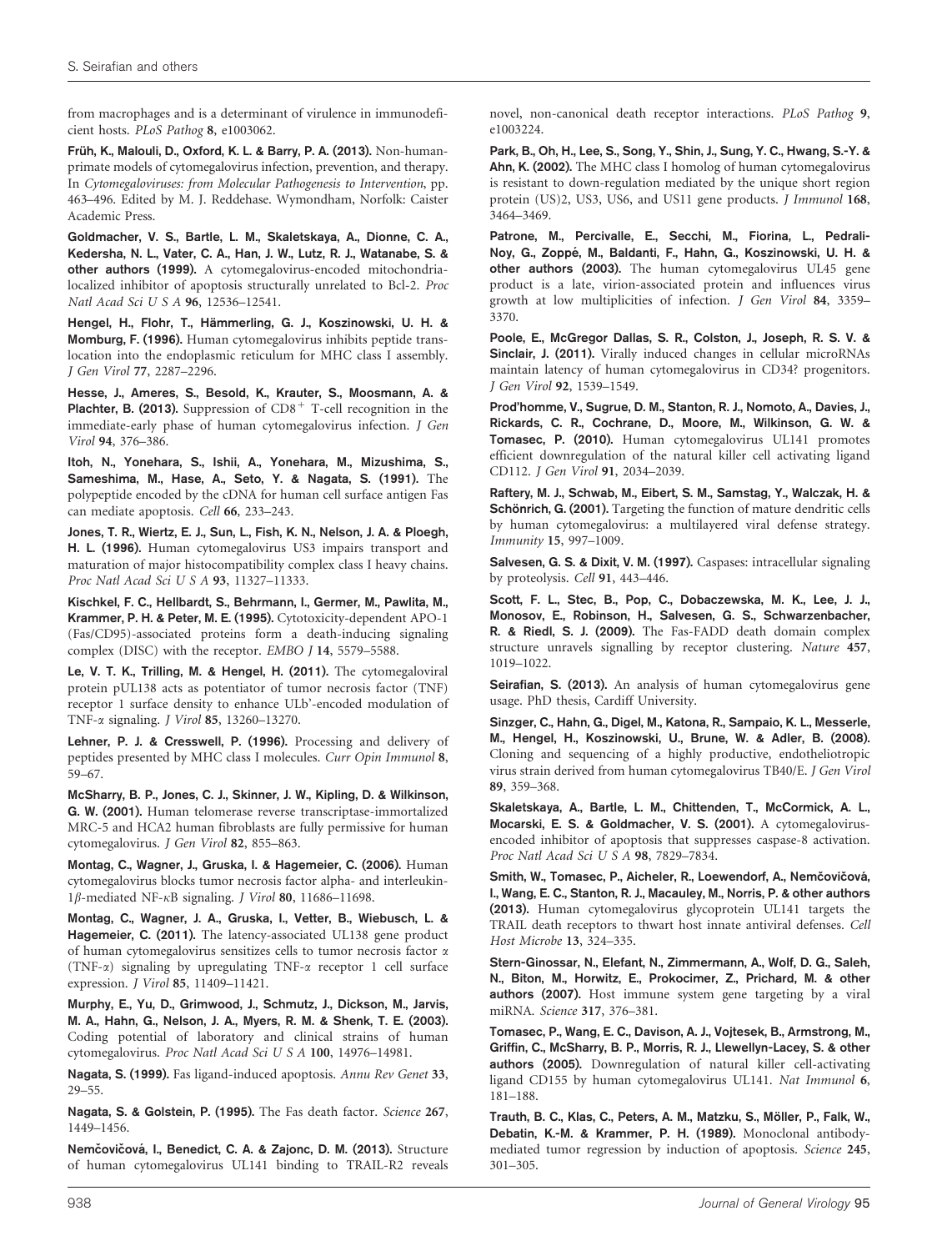from macrophages and is a determinant of virulence in immunodeficient hosts. *PLoS Pathog* **8**, e1003062.

**Früh, K., Malouli, D., Oxford, K. L. & Barry, P. A. (2013).** Non-human-primate models of cytomegalovirus infection, prevention, and therapy. In *Cytomegaloviruses: from Molecular Pathogenesis to Intervention*, pp. 463–496. Edited by M. J. Reddehase. Wymondham, Norfolk: Caister Academic Press.

**Goldmacher, V. S., Bartle, L. M., Skaletskaya, A., Dionne, C. A., Kedersha, N. L., Vater, C. A., Han, J. W., Lutz, R. J., Watanabe, S. & other authors (1999).** A cytomegalovirus-encoded mitochondria-localized inhibitor of apoptosis structurally unrelated to Bcl-2. *Proc Natl Acad Sci U S A* **96**, 12536–12541.

**Hengel, H., Flohr, T., Hämmerling, G. J., Koszinowski, U. H. & Momburg, F. (1996).** Human cytomegalovirus inhibits peptide translocation into the endoplasmic reticulum for MHC class I assembly. *J Gen Virol* **77**, 2287–2296.

**Hesse, J., Ameres, S., Besold, K., Krauter, S., Moosmann, A. & Plachter, B. (2013).** Suppression of $CD8^+$ T-cell recognition in the immediate-early phase of human cytomegalovirus infection. *J Gen Virol* **94**, 376–386.

**Itoh, N., Yonehara, S., Ishii, A., Yonehara, M., Mizushima, S., Sameshima, M., Hase, A., Seto, Y. & Nagata, S. (1991).** The polypeptide encoded by the cDNA for human cell surface antigen Fas can mediate apoptosis. *Cell* **66**, 233–243.

**Jones, T. R., Wiertz, E. J., Sun, L., Fish, K. N., Nelson, J. A. & Ploegh, H. L. (1996).** Human cytomegalovirus US3 impairs transport and maturation of major histocompatibility complex class I heavy chains. *Proc Natl Acad Sci U S A* **93**, 11327–11333.

**Kischkel, F. C., Hellbardt, S., Behrmann, I., Germer, M., Pawlita, M., Krammer, P. H. & Peter, M. E. (1995).** Cytotoxicity-dependent APO-1 (Fas/CD95)-associated proteins form a death-inducing signaling complex (DISC) with the receptor. *EMBO J* **14**, 5579–5588.

**Le, V. T. K., Trilling, M. & Hengel, H. (2011).** The cytomegaloviral protein pUL138 acts as potentiator of tumor necrosis factor (TNF) receptor 1 surface density to enhance ULb'-encoded modulation of TNF-α signaling. *J Virol* **85**, 13260–13270.

**Lehner, P. J. & Cresswell, P. (1996).** Processing and delivery of peptides presented by MHC class I molecules. *Curr Opin Immunol* **8**, 59–67.

**McSharry, B. P., Jones, C. J., Skinner, J. W., Kipling, D. & Wilkinson, G. W. (2001).** Human telomerase reverse transcriptase-immortalized MRC-5 and HCA2 human fibroblasts are fully permissive for human cytomegalovirus. *J Gen Virol* **82**, 855–863.

**Montag, C., Wagner, J., Gruska, I. & Hagemeier, C. (2006).** Human cytomegalovirus blocks tumor necrosis factor alpha- and interleukin-1β-mediated NF-κB signaling. *J Virol* **80**, 11686–11698.

**Montag, C., Wagner, J. A., Gruska, I., Vetter, B., Wiebusch, L. & Hagemeier, C. (2011).** The latency-associated UL138 gene product of human cytomegalovirus sensitizes cells to tumor necrosis factor α (TNF-α) signaling by upregulating TNF-α receptor 1 cell surface expression. *J Virol* **85**, 11409–11421.

**Murphy, E., Yu, D., Grimwood, J., Schmutz, J., Dickson, M., Jarvis, M. A., Hahn, G., Nelson, J. A., Myers, R. M. & Shenk, T. E. (2003).** Coding potential of laboratory and clinical strains of human cytomegalovirus. *Proc Natl Acad Sci U S A* **100**, 14976–14981.

**Nagata, S. (1999).** Fas ligand-induced apoptosis. *Annu Rev Genet* **33**, 29–55.

**Nagata, S. & Golstein, P. (1995).** The Fas death factor. *Science* **267**, 1449–1456.

**Nemčovičová, I., Benedict, C. A. & Zajonc, D. M. (2013).** Structure of human cytomegalovirus UL141 binding to TRAIL-R2 reveals novel, non-canonical death receptor interactions. *PLoS Pathog* **9**, e1003224.

**Park, B., Oh, H., Lee, S., Song, Y., Shin, J., Sung, Y. C., Hwang, S.-Y. & Ahn, K. (2002).** The MHC class I homolog of human cytomegalovirus is resistant to down-regulation mediated by the unique short region protein (US)2, US3, US6, and US11 gene products. *J Immunol* **168**, 3464–3469.

**Patrone, M., Percivalle, E., Secchi, M., Fiorina, L., Pedrali-Noy, G., Zoppé, M., Baldanti, F., Hahn, G., Koszinowski, U. H. & other authors (2003).** The human cytomegalovirus UL45 gene product is a late, virion-associated protein and influences virus growth at low multiplicities of infection. *J Gen Virol* **84**, 3359–3370.

**Poole, E., McGregor Dallas, S. R., Colston, J., Joseph, R. S. V. & Sinclair, J. (2011).** Virally induced changes in cellular microRNAs maintain latency of human cytomegalovirus in CD34? progenitors. *J Gen Virol* **92**, 1539–1549.

**Prod'homme, V., Sugrue, D. M., Stanton, R. J., Nomoto, A., Davies, J., Rickards, C. R., Cochrane, D., Moore, M., Wilkinson, G. W. & Tomasec, P. (2010).** Human cytomegalovirus UL141 promotes efficient downregulation of the natural killer cell activating ligand CD112. *J Gen Virol* **91**, 2034–2039.

**Raftery, M. J., Schwab, M., Eibert, S. M., Samstag, Y., Walczak, H. & Schönrich, G. (2001).** Targeting the function of mature dendritic cells by human cytomegalovirus: a multilayered viral defense strategy. *Immunity* **15**, 997–1009.

**Salvesen, G. S. & Dixit, V. M. (1997).** Caspases: intracellular signaling by proteolysis. *Cell* **91**, 443–446.

**Scott, F. L., Stec, B., Pop, C., Dobaczewska, M. K., Lee, J. J., Monosov, E., Robinson, H., Salvesen, G. S., Schwarzenbacher, R. & Riedl, S. J. (2009).** The Fas-FADD death domain complex structure unravels signalling by receptor clustering. *Nature* **457**, 1019–1022.

**Seirafian, S. (2013).** An analysis of human cytomegalovirus gene usage. PhD thesis, Cardiff University.

**Sinzger, C., Hahn, G., Digel, M., Katona, R., Sampaio, K. L., Messerle, M., Hengel, H., Koszinowski, U., Brune, W. & Adler, B. (2008).** Cloning and sequencing of a highly productive, endotheliotropic virus strain derived from human cytomegalovirus TB40/E. *J Gen Virol* **89**, 359–368.

**Skaletskaya, A., Bartle, L. M., Chittenden, T., McCormick, A. L., Mocarski, E. S. & Goldmacher, V. S. (2001).** A cytomegalovirus-encoded inhibitor of apoptosis that suppresses caspase-8 activation. *Proc Natl Acad Sci U S A* **98**, 7829–7834.

**Smith, W., Tomasec, P., Aicheler, R., Loewendorf, A., Nemčovičová, I., Wang, E. C., Stanton, R. J., Macauley, M., Norris, P. & other authors (2013).** Human cytomegalovirus glycoprotein UL141 targets the TRAIL death receptors to thwart host innate antiviral defenses. *Cell Host Microbe* **13**, 324–335.

**Stern-Ginossar, N., Elefant, N., Zimmermann, A., Wolf, D. G., Saleh, N., Biton, M., Horwitz, E., Prokocimer, Z., Prichard, M. & other authors (2007).** Host immune system gene targeting by a viral miRNA. *Science* **317**, 376–381.

**Tomasec, P., Wang, E. C., Davison, A. J., Vojtesek, B., Armstrong, M., Griffin, C., McSharry, B. P., Morris, R. J., Llewellyn-Lacey, S. & other authors (2005).** Downregulation of natural killer cell-activating ligand CD155 by human cytomegalovirus UL141. *Nat Immunol* **6**, 181–188.

**Trauth, B. C., Klas, C., Peters, A. M., Matzku, S., Möller, P., Falk, W., Debatin, K.-M. & Krammer, P. H. (1989).** Monoclonal antibody-mediated tumor regression by induction of apoptosis. *Science* **245**, 301–305.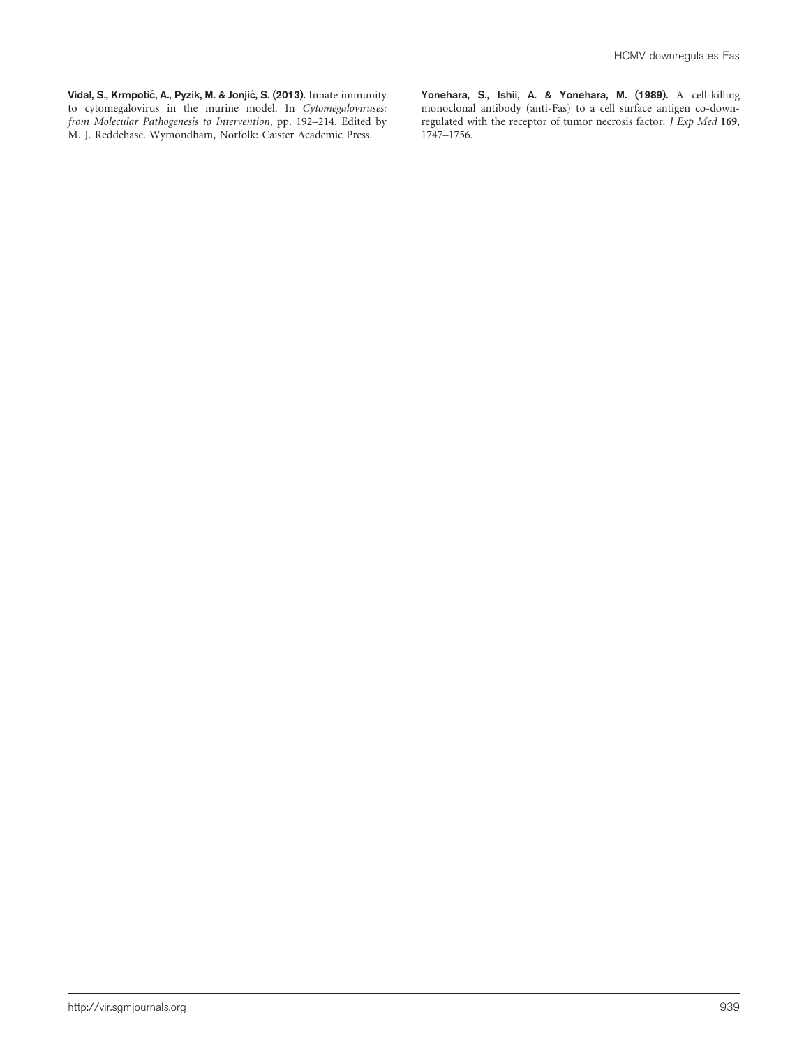**Vidal, S., Krmpotić, A., Pyzik, M. & Jonjić, S. (2013).** Innate immunity to cytomegalovirus in the murine model. In *Cytomegaloviruses: from Molecular Pathogenesis to Intervention*, pp. 192–214. Edited by M. J. Reddehase. Wymondham, Norfolk: Caister Academic Press.

**Yonehara, S., Ishii, A. & Yonehara, M. (1989).** A cell-killing monoclonal antibody (anti-Fas) to a cell surface antigen co-downregulated with the receptor of tumor necrosis factor. *J Exp Med* **169**, 1747–1756.